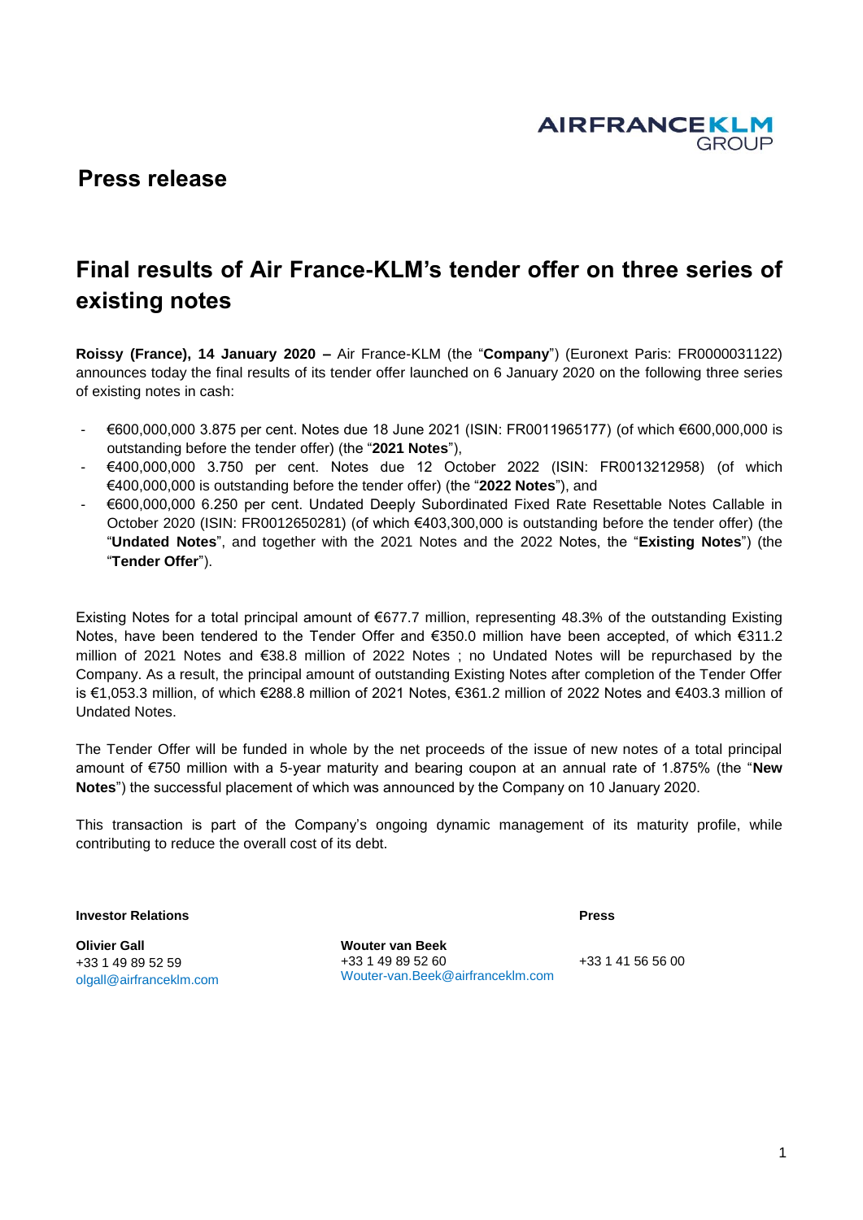AIRFRANCEKLM GROUP

## Press release

# Final results of Air France-KLM's tender offer on three series of existing notes

**Roissy (France), 14 January 2020 –** Air France-KLM (the "**Company**") (Euronext Paris: FR0000031122) announces today the final results of its tender offer launched on 6 January 2020 on the following three series of existing notes in cash:

- €600,000,000 3.875 per cent. Notes due 18 June 2021 (ISIN: FR0011965177) (of which €600,000,000 is outstanding before the tender offer) (the "**2021 Notes**"),
- €400,000,000 3.750 per cent. Notes due 12 October 2022 (ISIN: FR0013212958) (of which €400,000,000 is outstanding before the tender offer) (the "**2022 Notes**"), and
- €600,000,000 6.250 per cent. Undated Deeply Subordinated Fixed Rate Resettable Notes Callable in October 2020 (ISIN: FR0012650281) (of which €403,300,000 is outstanding before the tender offer) (the "**Undated Notes**", and together with the 2021 Notes and the 2022 Notes, the "**Existing Notes**") (the "**Tender Offer**").

Existing Notes for a total principal amount of €677.7 million, representing 48.3% of the outstanding Existing Notes, have been tendered to the Tender Offer and €350.0 million have been accepted, of which €311.2 million of 2021 Notes and €38.8 million of 2022 Notes ; no Undated Notes will be repurchased by the Company. As a result, the principal amount of outstanding Existing Notes after completion of the Tender Offer is €1,053.3 million, of which €288.8 million of 2021 Notes, €361.2 million of 2022 Notes and €403.3 million of Undated Notes.

The Tender Offer will be funded in whole by the net proceeds of the issue of new notes of a total principal amount of €750 million with a 5-year maturity and bearing coupon at an annual rate of 1.875% (the "**New Notes**") the successful placement of which was announced by the Company on 10 January 2020.

This transaction is part of the Company's ongoing dynamic management of its maturity profile, while contributing to reduce the overall cost of its debt.

**Investor Relations**

**Olivier Gall**
+33 1 49 89 52 59
olgall@airfranceklm.com

**Wouter van Beek**
+33 1 49 89 52 60
Wouter-van.Beek@airfranceklm.com

**Press**

+33 1 41 56 56 00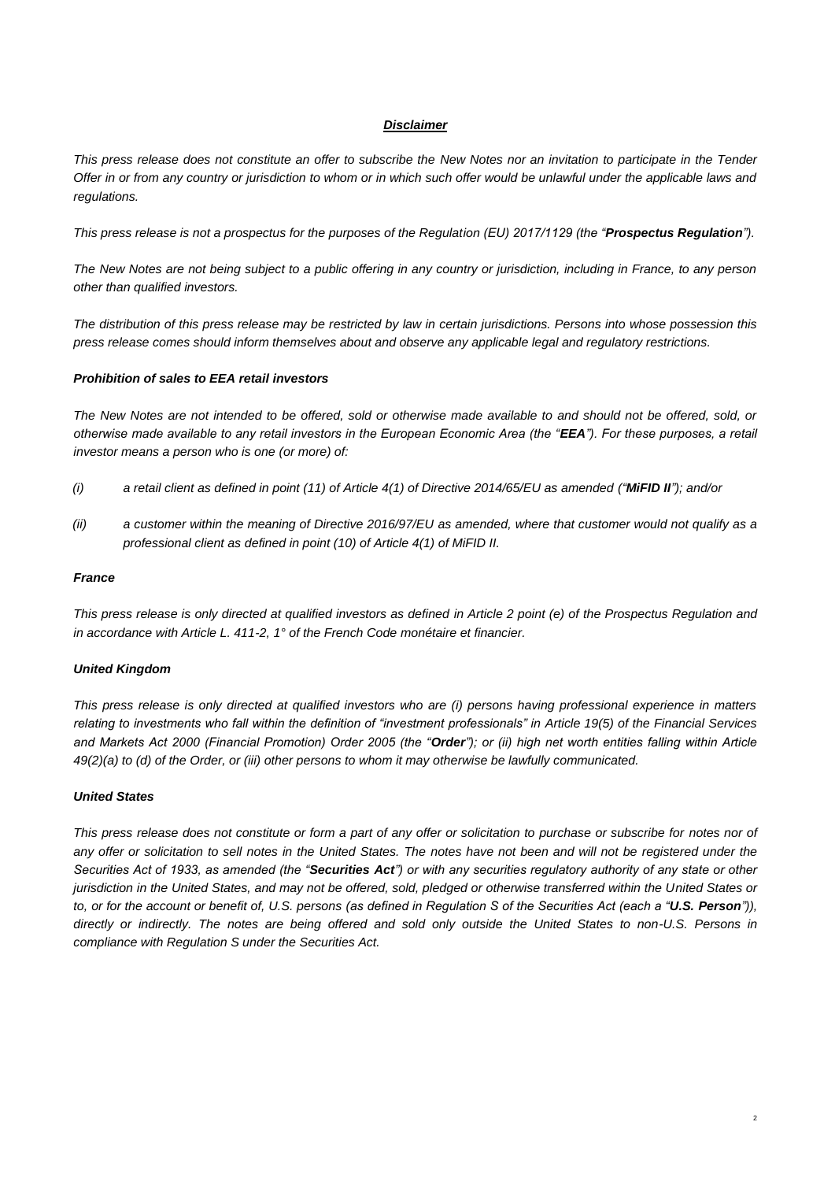## *Disclaimer*

*This press release does not constitute an offer to subscribe the New Notes nor an invitation to participate in the Tender Offer in or from any country or jurisdiction to whom or in which such offer would be unlawful under the applicable laws and regulations.*

*This press release is not a prospectus for the purposes of the Regulation (EU) 2017/1129 (the "**Prospectus Regulation**").*

*The New Notes are not being subject to a public offering in any country or jurisdiction, including in France, to any person other than qualified investors.*

*The distribution of this press release may be restricted by law in certain jurisdictions. Persons into whose possession this press release comes should inform themselves about and observe any applicable legal and regulatory restrictions.*

### *Prohibition of sales to EEA retail investors*

*The New Notes are not intended to be offered, sold or otherwise made available to and should not be offered, sold, or otherwise made available to any retail investors in the European Economic Area (the "**EEA**"). For these purposes, a retail investor means a person who is one (or more) of:*

*(i) a retail client as defined in point (11) of Article 4(1) of Directive 2014/65/EU as amended ("**MiFID II**"); and/or*

*(ii) a customer within the meaning of Directive 2016/97/EU as amended, where that customer would not qualify as a professional client as defined in point (10) of Article 4(1) of MiFID II.*

### *France*

*This press release is only directed at qualified investors as defined in Article 2 point (e) of the Prospectus Regulation and in accordance with Article L. 411-2, 1° of the French Code monétaire et financier.*

### *United Kingdom*

*This press release is only directed at qualified investors who are (i) persons having professional experience in matters relating to investments who fall within the definition of "investment professionals" in Article 19(5) of the Financial Services and Markets Act 2000 (Financial Promotion) Order 2005 (the "**Order**"); or (ii) high net worth entities falling within Article 49(2)(a) to (d) of the Order, or (iii) other persons to whom it may otherwise be lawfully communicated.*

### *United States*

*This press release does not constitute or form a part of any offer or solicitation to purchase or subscribe for notes nor of any offer or solicitation to sell notes in the United States. The notes have not been and will not be registered under the Securities Act of 1933, as amended (the "**Securities Act**") or with any securities regulatory authority of any state or other jurisdiction in the United States, and may not be offered, sold, pledged or otherwise transferred within the United States or to, or for the account or benefit of, U.S. persons (as defined in Regulation S of the Securities Act (each a "**U.S. Person**")), directly or indirectly. The notes are being offered and sold only outside the United States to non-U.S. Persons in compliance with Regulation S under the Securities Act.*